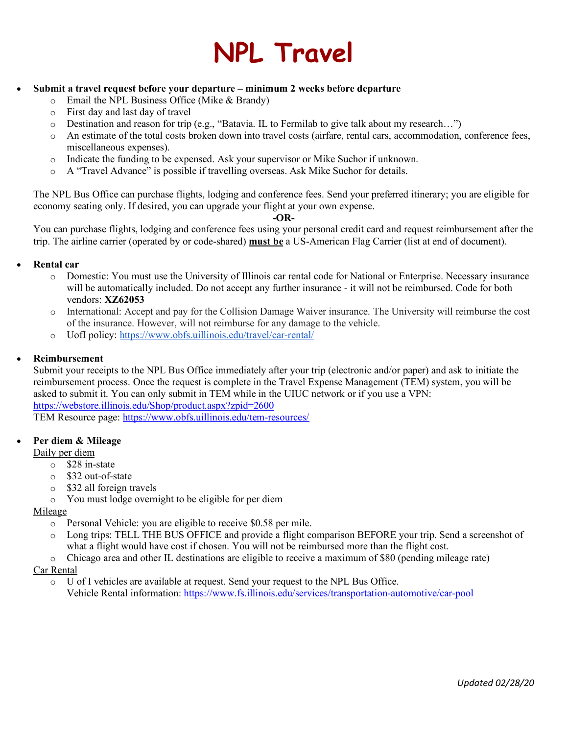# NPL Travel

- **Submit a travel request before your departure – minimum 2 weeks before departure**
  - Email the NPL Business Office (Mike & Brandy)
  - First day and last day of travel
  - Destination and reason for trip (e.g., "Batavia. IL to Fermilab to give talk about my research…")
  - An estimate of the total costs broken down into travel costs (airfare, rental cars, accommodation, conference fees, miscellaneous expenses).
  - Indicate the funding to be expensed. Ask your supervisor or Mike Suchor if unknown.
  - A "Travel Advance" is possible if travelling overseas. Ask Mike Suchor for details.

The NPL Bus Office can purchase flights, lodging and conference fees. Send your preferred itinerary; you are eligible for economy seating only. If desired, you can upgrade your flight at your own expense.

**-OR-**

You can purchase flights, lodging and conference fees using your personal credit card and request reimbursement after the trip. The airline carrier (operated by or code-shared) **must be** a US-American Flag Carrier (list at end of document).

- **Rental car**
  - Domestic: You must use the University of Illinois car rental code for National or Enterprise. Necessary insurance will be automatically included. Do not accept any further insurance - it will not be reimbursed. Code for both vendors: **XZ62053**
  - International: Accept and pay for the Collision Damage Waiver insurance. The University will reimburse the cost of the insurance. However, will not reimburse for any damage to the vehicle.
  - UofI policy: https://www.obfs.uillinois.edu/travel/car-rental/

- **Reimbursement**

  Submit your receipts to the NPL Bus Office immediately after your trip (electronic and/or paper) and ask to initiate the reimbursement process. Once the request is complete in the Travel Expense Management (TEM) system, you will be asked to submit it. You can only submit in TEM while in the UIUC network or if you use a VPN: https://webstore.illinois.edu/Shop/product.aspx?zpid=2600

  TEM Resource page: https://www.obfs.uillinois.edu/tem-resources/

- **Per diem & Mileage**

  Daily per diem
  - $28 in-state
  - $32 out-of-state
  - $32 all foreign travels
  - You must lodge overnight to be eligible for per diem

  Mileage
  - Personal Vehicle: you are eligible to receive $0.58 per mile.
  - Long trips: TELL THE BUS OFFICE and provide a flight comparison BEFORE your trip. Send a screenshot of what a flight would have cost if chosen. You will not be reimbursed more than the flight cost.
  - Chicago area and other IL destinations are eligible to receive a maximum of $80 (pending mileage rate)

  Car Rental
  - U of I vehicles are available at request. Send your request to the NPL Bus Office.
    Vehicle Rental information: https://www.fs.illinois.edu/services/transportation-automotive/car-pool

*Updated 02/28/20*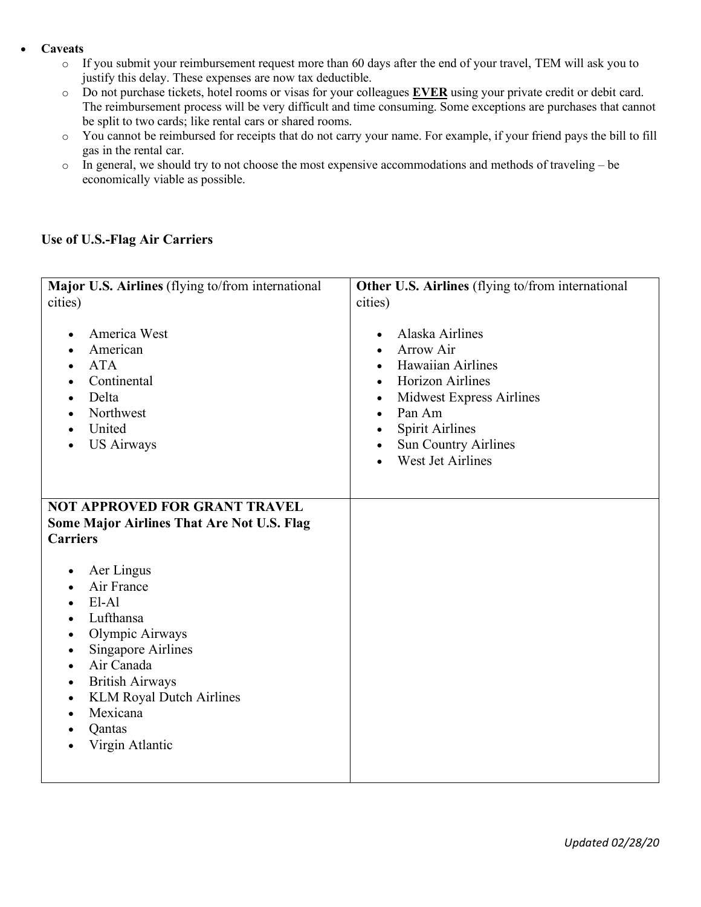- **Caveats**
  - If you submit your reimbursement request more than 60 days after the end of your travel, TEM will ask you to justify this delay. These expenses are now tax deductible.
  - Do not purchase tickets, hotel rooms or visas for your colleagues **<u>EVER</u>** using your private credit or debit card. The reimbursement process will be very difficult and time consuming. Some exceptions are purchases that cannot be split to two cards; like rental cars or shared rooms.
  - You cannot be reimbursed for receipts that do not carry your name. For example, if your friend pays the bill to fill gas in the rental car.
  - In general, we should try to not choose the most expensive accommodations and methods of traveling – be economically viable as possible.

**Use of U.S.-Flag Air Carriers**

| | |
|---|---|
| **Major U.S. Airlines** (flying to/from international cities)<br><br>• America West<br>• American<br>• ATA<br>• Continental<br>• Delta<br>• Northwest<br>• United<br>• US Airways | **Other U.S. Airlines** (flying to/from international cities)<br><br>• Alaska Airlines<br>• Arrow Air<br>• Hawaiian Airlines<br>• Horizon Airlines<br>• Midwest Express Airlines<br>• Pan Am<br>• Spirit Airlines<br>• Sun Country Airlines<br>• West Jet Airlines |
| **NOT APPROVED FOR GRANT TRAVEL**<br>**Some Major Airlines That Are Not U.S. Flag Carriers**<br><br>• Aer Lingus<br>• Air France<br>• El-Al<br>• Lufthansa<br>• Olympic Airways<br>• Singapore Airlines<br>• Air Canada<br>• British Airways<br>• KLM Royal Dutch Airlines<br>• Mexicana<br>• Qantas<br>• Virgin Atlantic | |

*Updated 02/28/20*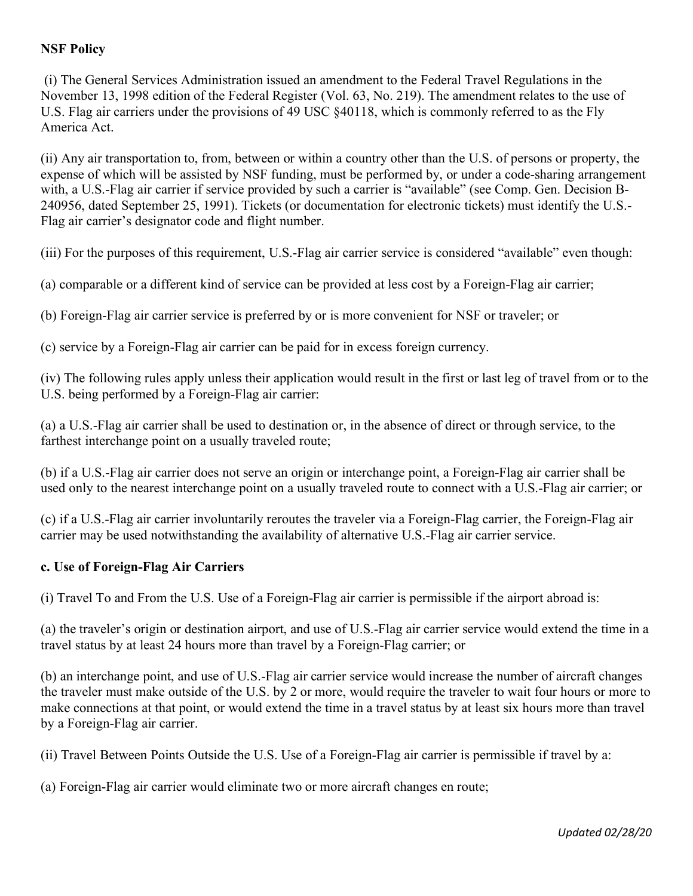**NSF Policy**

(i) The General Services Administration issued an amendment to the Federal Travel Regulations in the November 13, 1998 edition of the Federal Register (Vol. 63, No. 219). The amendment relates to the use of U.S. Flag air carriers under the provisions of 49 USC §40118, which is commonly referred to as the Fly America Act.

(ii) Any air transportation to, from, between or within a country other than the U.S. of persons or property, the expense of which will be assisted by NSF funding, must be performed by, or under a code-sharing arrangement with, a U.S.-Flag air carrier if service provided by such a carrier is "available" (see Comp. Gen. Decision B-240956, dated September 25, 1991). Tickets (or documentation for electronic tickets) must identify the U.S.-Flag air carrier's designator code and flight number.

(iii) For the purposes of this requirement, U.S.-Flag air carrier service is considered "available" even though:

(a) comparable or a different kind of service can be provided at less cost by a Foreign-Flag air carrier;

(b) Foreign-Flag air carrier service is preferred by or is more convenient for NSF or traveler; or

(c) service by a Foreign-Flag air carrier can be paid for in excess foreign currency.

(iv) The following rules apply unless their application would result in the first or last leg of travel from or to the U.S. being performed by a Foreign-Flag air carrier:

(a) a U.S.-Flag air carrier shall be used to destination or, in the absence of direct or through service, to the farthest interchange point on a usually traveled route;

(b) if a U.S.-Flag air carrier does not serve an origin or interchange point, a Foreign-Flag air carrier shall be used only to the nearest interchange point on a usually traveled route to connect with a U.S.-Flag air carrier; or

(c) if a U.S.-Flag air carrier involuntarily reroutes the traveler via a Foreign-Flag carrier, the Foreign-Flag air carrier may be used notwithstanding the availability of alternative U.S.-Flag air carrier service.

**c. Use of Foreign-Flag Air Carriers**

(i) Travel To and From the U.S. Use of a Foreign-Flag air carrier is permissible if the airport abroad is:

(a) the traveler's origin or destination airport, and use of U.S.-Flag air carrier service would extend the time in a travel status by at least 24 hours more than travel by a Foreign-Flag carrier; or

(b) an interchange point, and use of U.S.-Flag air carrier service would increase the number of aircraft changes the traveler must make outside of the U.S. by 2 or more, would require the traveler to wait four hours or more to make connections at that point, or would extend the time in a travel status by at least six hours more than travel by a Foreign-Flag air carrier.

(ii) Travel Between Points Outside the U.S. Use of a Foreign-Flag air carrier is permissible if travel by a:

(a) Foreign-Flag air carrier would eliminate two or more aircraft changes en route;

*Updated 02/28/20*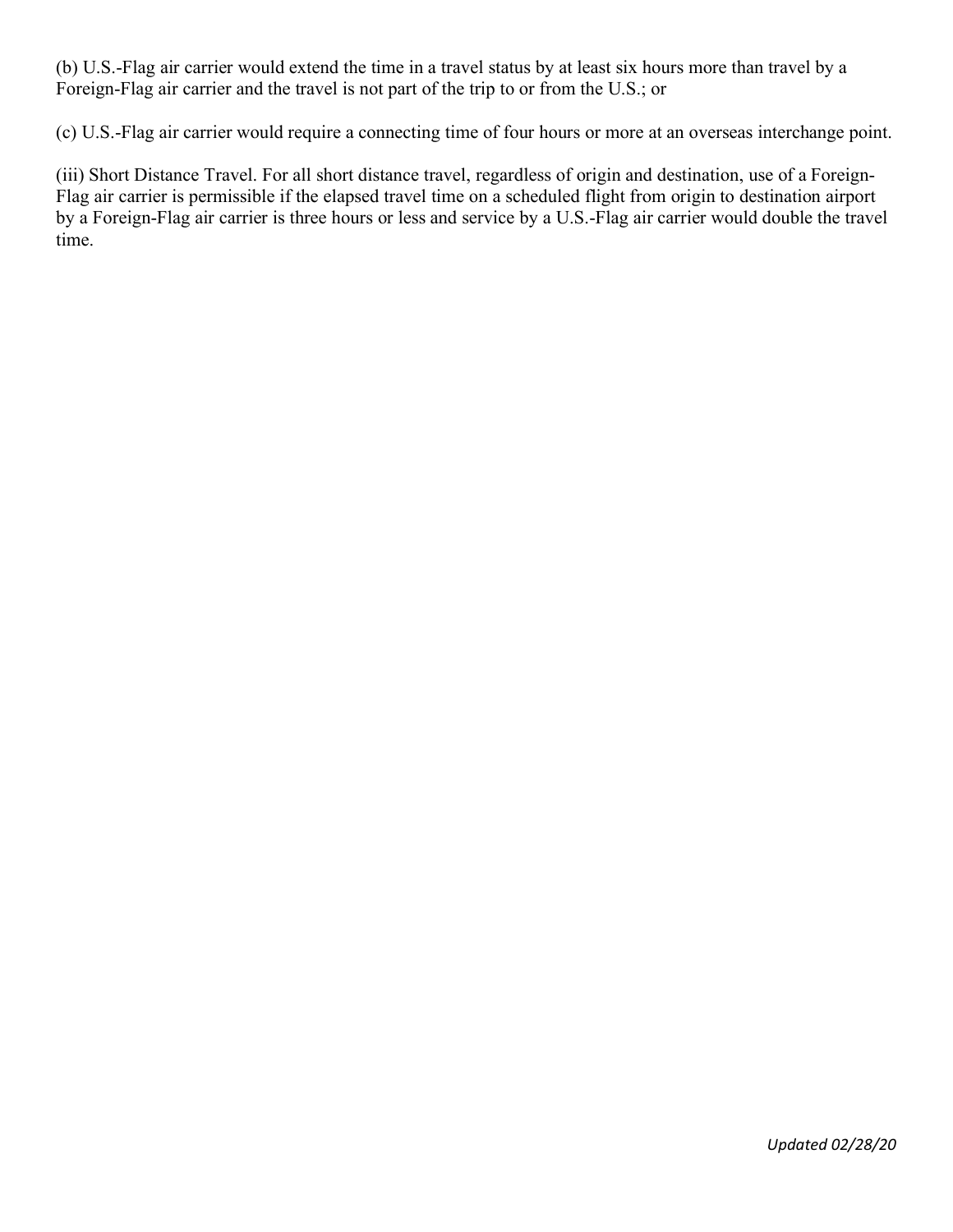(b) U.S.-Flag air carrier would extend the time in a travel status by at least six hours more than travel by a Foreign-Flag air carrier and the travel is not part of the trip to or from the U.S.; or

(c) U.S.-Flag air carrier would require a connecting time of four hours or more at an overseas interchange point.

(iii) Short Distance Travel. For all short distance travel, regardless of origin and destination, use of a Foreign-Flag air carrier is permissible if the elapsed travel time on a scheduled flight from origin to destination airport by a Foreign-Flag air carrier is three hours or less and service by a U.S.-Flag air carrier would double the travel time.

*Updated 02/28/20*